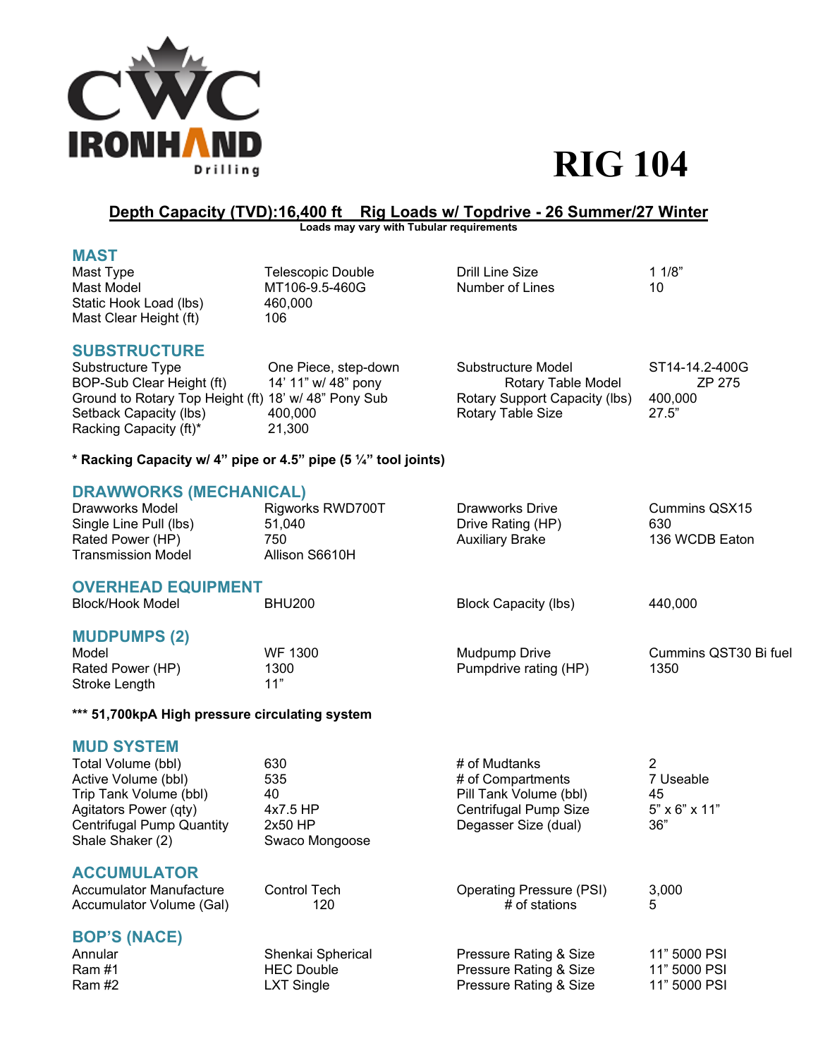CWC IRONHAND Drilling

# RIG 104

**Depth Capacity (TVD):16,400 ft    Rig Loads w/ Topdrive - 26 Summer/27 Winter**

**Loads may vary with Tubular requirements**

## MAST

| | | | |
|---|---|---|---|
| Mast Type | Telescopic Double | Drill Line Size | 1 1/8” |
| Mast Model | MT106-9.5-460G | Number of Lines | 10 |
| Static Hook Load (lbs) | 460,000 | | |
| Mast Clear Height (ft) | 106 | | |

## SUBSTRUCTURE

| | | | |
|---|---|---|---|
| Substructure Type | One Piece, step-down | Substructure Model | ST14-14.2-400G |
| BOP-Sub Clear Height (ft) | 14’ 11” w/ 48” pony | Rotary Table Model | ZP 275 |
| Ground to Rotary Top Height (ft) | 18’ w/ 48” Pony Sub | Rotary Support Capacity (lbs) | 400,000 |
| Setback Capacity (lbs) | 400,000 | Rotary Table Size | 27.5” |
| Racking Capacity (ft)* | 21,300 | | |

**\* Racking Capacity w/ 4” pipe or 4.5” pipe (5 ¼” tool joints)**

## DRAWWORKS (MECHANICAL)

| | | | |
|---|---|---|---|
| Drawworks Model | Rigworks RWD700T | Drawworks Drive | Cummins QSX15 |
| Single Line Pull (lbs) | 51,040 | Drive Rating (HP) | 630 |
| Rated Power (HP) | 750 | Auxiliary Brake | 136 WCDB Eaton |
| Transmission Model | Allison S6610H | | |

## OVERHEAD EQUIPMENT

| | | | |
|---|---|---|---|
| Block/Hook Model | BHU200 | Block Capacity (lbs) | 440,000 |

## MUDPUMPS (2)

| | | | |
|---|---|---|---|
| Model | WF 1300 | Mudpump Drive | Cummins QST30 Bi fuel |
| Rated Power (HP) | 1300 | Pumpdrive rating (HP) | 1350 |
| Stroke Length | 11” | | |

**\*\*\* 51,700kpA High pressure circulating system**

## MUD SYSTEM

| | | | |
|---|---|---|---|
| Total Volume (bbl) | 630 | # of Mudtanks | 2 |
| Active Volume (bbl) | 535 | # of Compartments | 7 Useable |
| Trip Tank Volume (bbl) | 40 | Pill Tank Volume (bbl) | 45 |
| Agitators Power (qty) | 4x7.5 HP | Centrifugal Pump Size | 5” x 6” x 11” |
| Centrifugal Pump Quantity | 2x50 HP | Degasser Size (dual) | 36” |
| Shale Shaker (2) | Swaco Mongoose | | |

## ACCUMULATOR

| | | | |
|---|---|---|---|
| Accumulator Manufacture | Control Tech | Operating Pressure (PSI) | 3,000 |
| Accumulator Volume (Gal) | 120 | # of stations | 5 |

## BOP’S (NACE)

| | | | |
|---|---|---|---|
| Annular | Shenkai Spherical | Pressure Rating & Size | 11” 5000 PSI |
| Ram #1 | HEC Double | Pressure Rating & Size | 11” 5000 PSI |
| Ram #2 | LXT Single | Pressure Rating & Size | 11” 5000 PSI |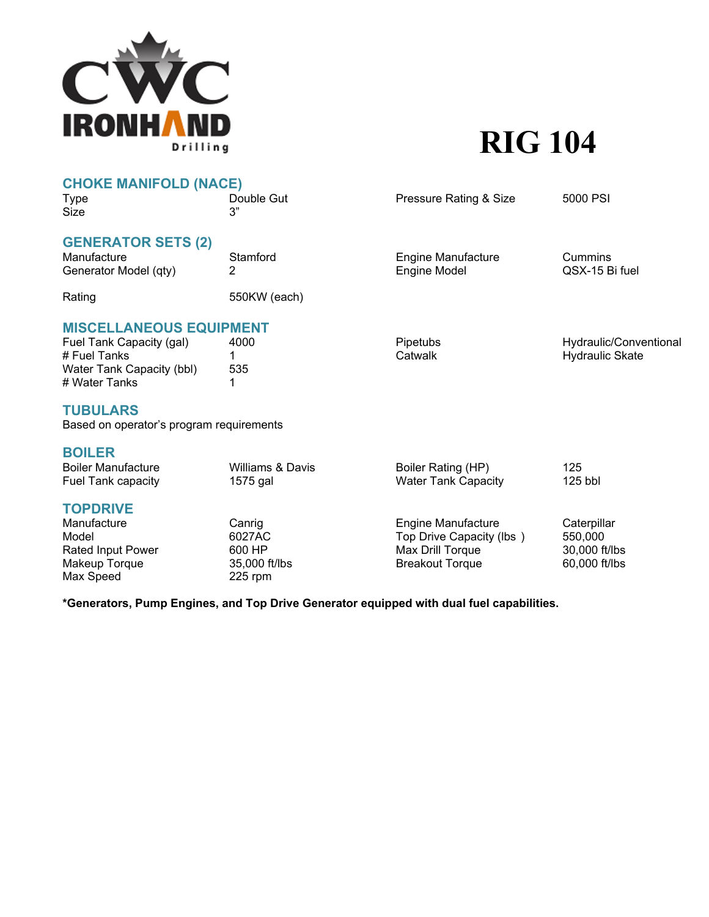CWC IRONHAND Drilling

# RIG 104

## CHOKE MANIFOLD (NACE)

| | | | |
|---|---|---|---|
| Type | Double Gut | Pressure Rating & Size | 5000 PSI |
| Size | 3” | | |

## GENERATOR SETS (2)

| | | | |
|---|---|---|---|
| Manufacture | Stamford | Engine Manufacture | Cummins |
| Generator Model (qty) | 2 | Engine Model | QSX-15 Bi fuel |
| Rating | 550KW (each) | | |

## MISCELLANEOUS EQUIPMENT

| | | | |
|---|---|---|---|
| Fuel Tank Capacity (gal) | 4000 | Pipetubs | Hydraulic/Conventional |
| # Fuel Tanks | 1 | Catwalk | Hydraulic Skate |
| Water Tank Capacity (bbl) | 535 | | |
| # Water Tanks | 1 | | |

## TUBULARS

Based on operator’s program requirements

## BOILER

| | | | |
|---|---|---|---|
| Boiler Manufacture | Williams & Davis | Boiler Rating (HP) | 125 |
| Fuel Tank capacity | 1575 gal | Water Tank Capacity | 125 bbl |

## TOPDRIVE

| | | | |
|---|---|---|---|
| Manufacture | Canrig | Engine Manufacture | Caterpillar |
| Model | 6027AC | Top Drive Capacity (lbs ) | 550,000 |
| Rated Input Power | 600 HP | Max Drill Torque | 30,000 ft/lbs |
| Makeup Torque | 35,000 ft/lbs | Breakout Torque | 60,000 ft/lbs |
| Max Speed | 225 rpm | | |

**\*Generators, Pump Engines, and Top Drive Generator equipped with dual fuel capabilities.**